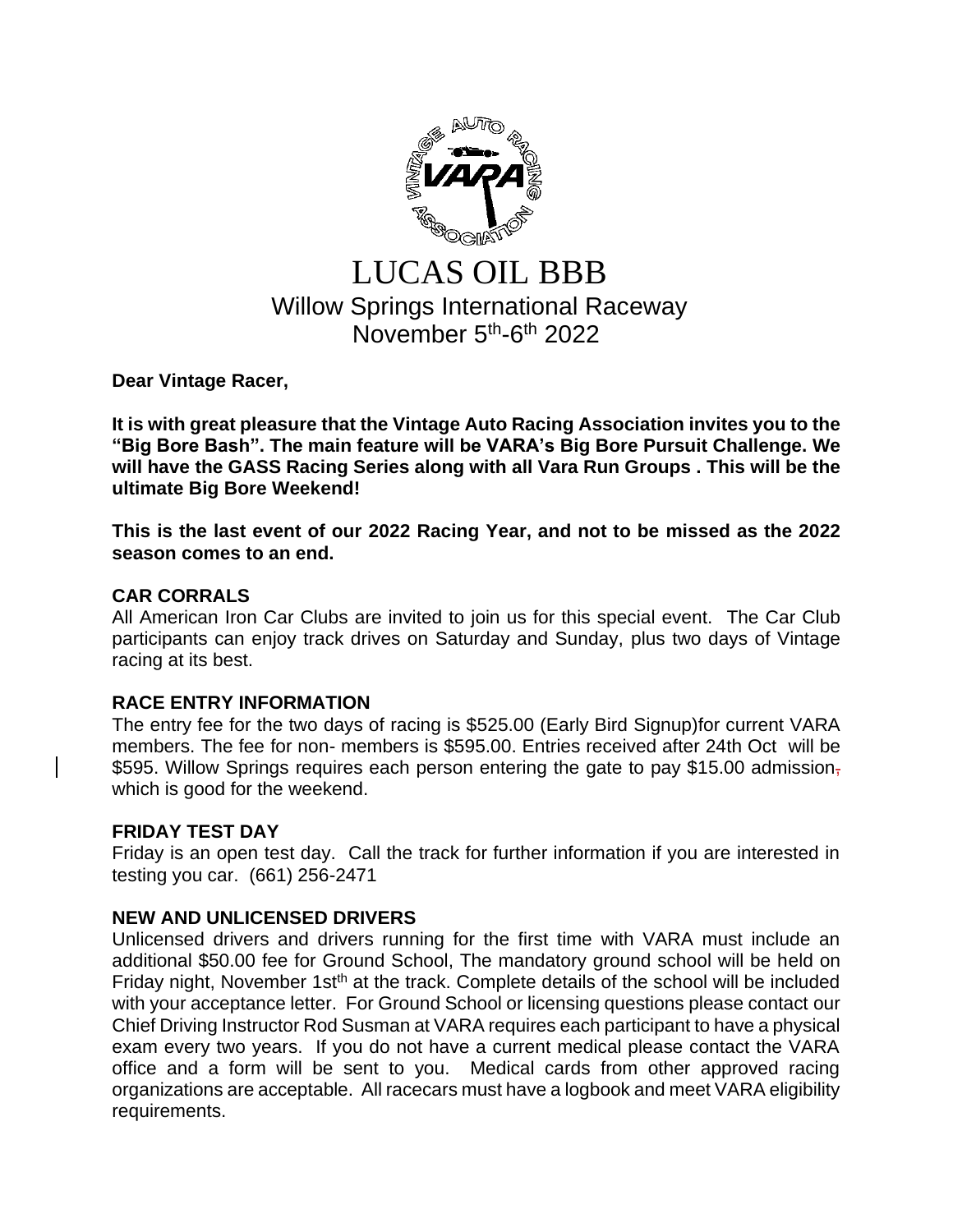# LUCAS OIL BBB

## Willow Springs International Raceway

## November 5th-6th 2022

**Dear Vintage Racer,**

**It is with great pleasure that the Vintage Auto Racing Association invites you to the "Big Bore Bash". The main feature will be VARA's Big Bore Pursuit Challenge. We will have the GASS Racing Series along with all Vara Run Groups . This will be the ultimate Big Bore Weekend!**

**This is the last event of our 2022 Racing Year, and not to be missed as the 2022 season comes to an end.**

### CAR CORRALS

All American Iron Car Clubs are invited to join us for this special event. The Car Club participants can enjoy track drives on Saturday and Sunday, plus two days of Vintage racing at its best.

### RACE ENTRY INFORMATION

The entry fee for the two days of racing is $525.00 (Early Bird Signup)for current VARA members. The fee for non- members is $595.00. Entries received after 24th Oct will be $595. Willow Springs requires each person entering the gate to pay $15.00 admission, which is good for the weekend.

### FRIDAY TEST DAY

Friday is an open test day. Call the track for further information if you are interested in testing you car. (661) 256-2471

### NEW AND UNLICENSED DRIVERS

Unlicensed drivers and drivers running for the first time with VARA must include an additional $50.00 fee for Ground School, The mandatory ground school will be held on Friday night, November 1st at the track. Complete details of the school will be included with your acceptance letter. For Ground School or licensing questions please contact our Chief Driving Instructor Rod Susman at VARA requires each participant to have a physical exam every two years. If you do not have a current medical please contact the VARA office and a form will be sent to you. Medical cards from other approved racing organizations are acceptable. All racecars must have a logbook and meet VARA eligibility requirements.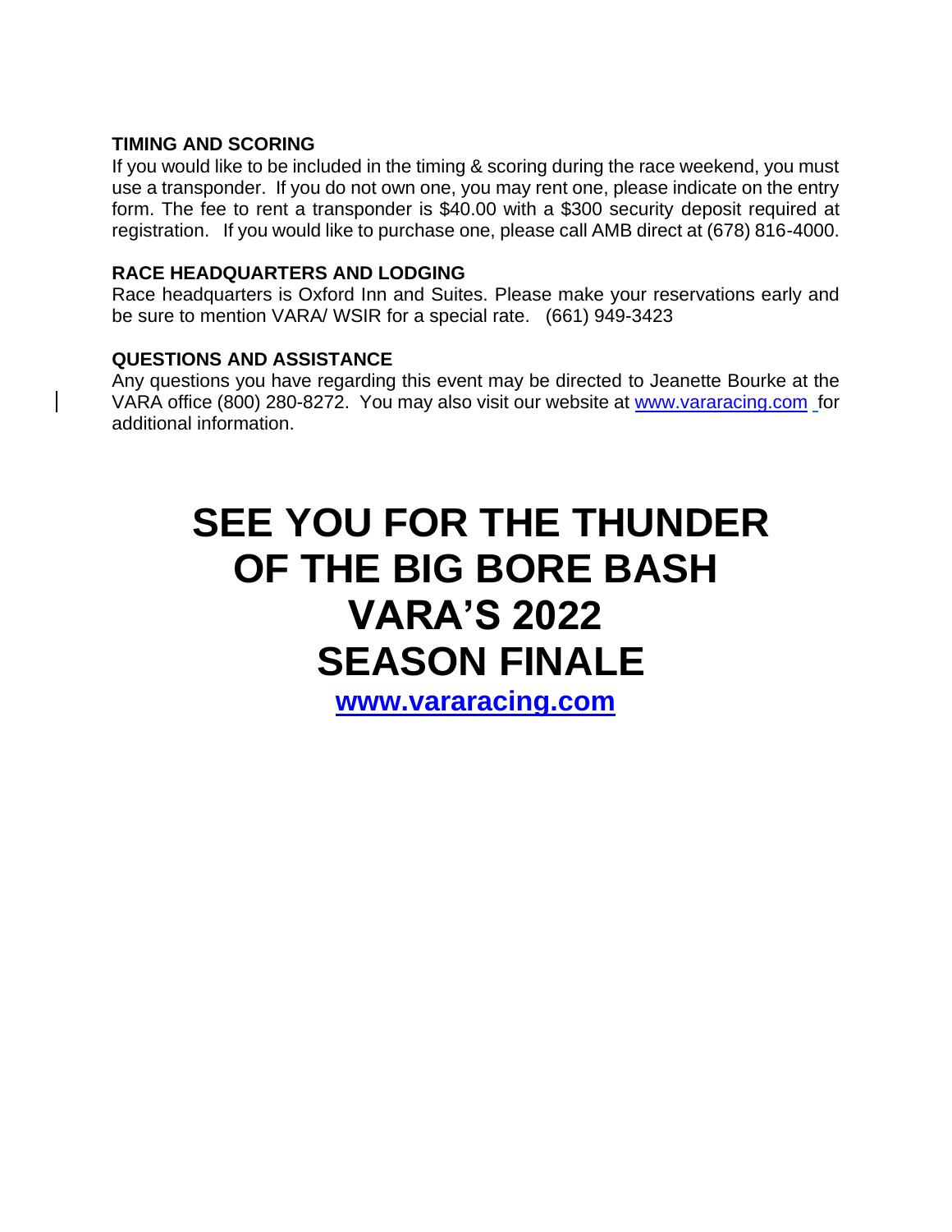**TIMING AND SCORING**

If you would like to be included in the timing & scoring during the race weekend, you must use a transponder. If you do not own one, you may rent one, please indicate on the entry form. The fee to rent a transponder is $40.00 with a $300 security deposit required at registration. If you would like to purchase one, please call AMB direct at (678) 816-4000.

**RACE HEADQUARTERS AND LODGING**

Race headquarters is Oxford Inn and Suites. Please make your reservations early and be sure to mention VARA/ WSIR for a special rate. (661) 949-3423

**QUESTIONS AND ASSISTANCE**

Any questions you have regarding this event may be directed to Jeanette Bourke at the VARA office (800) 280-8272. You may also visit our website at www.vararacing.com for additional information.

# SEE YOU FOR THE THUNDER OF THE BIG BORE BASH VARA'S 2022 SEASON FINALE

**www.vararacing.com**